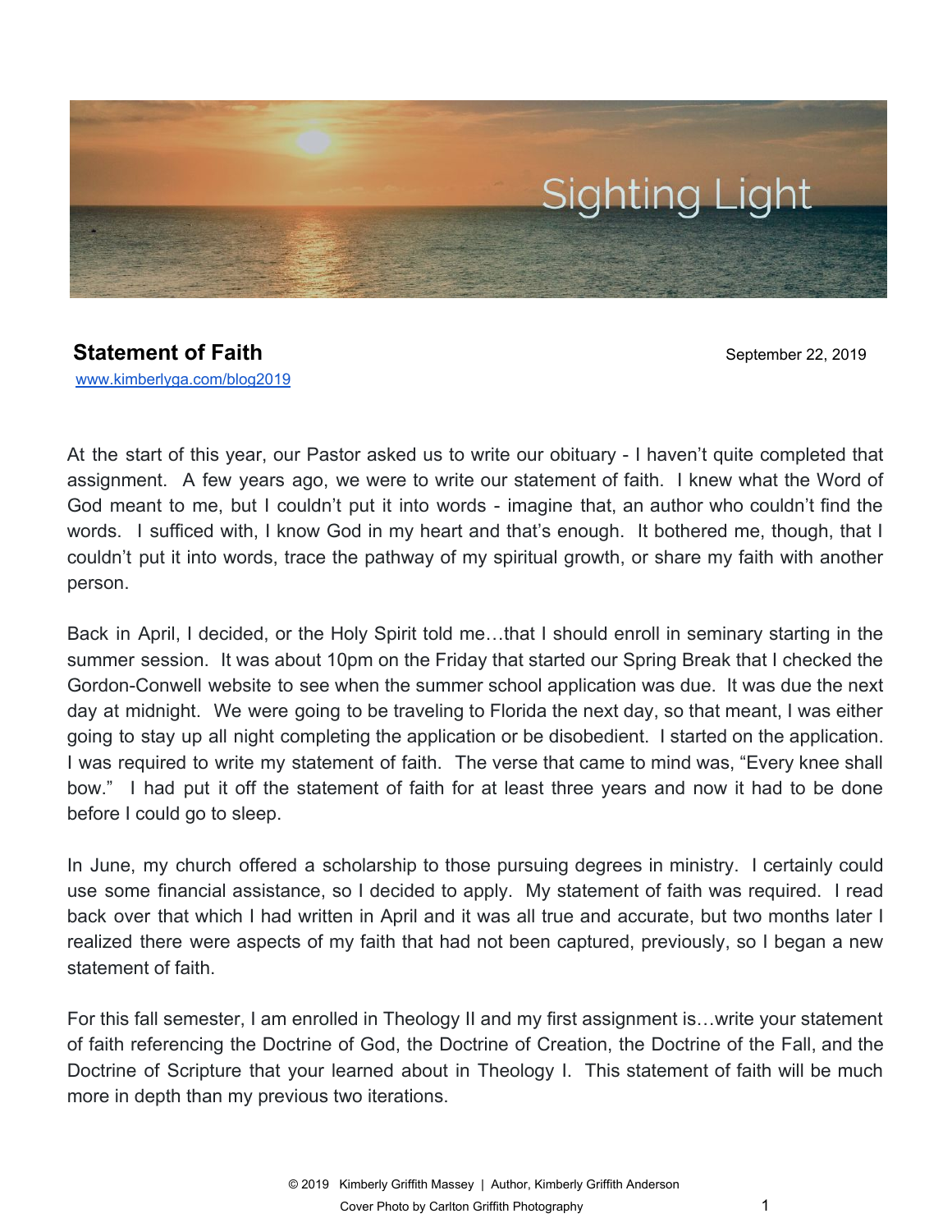Sighting Light

## Statement of Faith

September 22, 2019

www.kimberlyga.com/blog2019

At the start of this year, our Pastor asked us to write our obituary - I haven't quite completed that assignment. A few years ago, we were to write our statement of faith. I knew what the Word of God meant to me, but I couldn't put it into words - imagine that, an author who couldn't find the words. I sufficed with, I know God in my heart and that's enough. It bothered me, though, that I couldn't put it into words, trace the pathway of my spiritual growth, or share my faith with another person.

Back in April, I decided, or the Holy Spirit told me…that I should enroll in seminary starting in the summer session. It was about 10pm on the Friday that started our Spring Break that I checked the Gordon-Conwell website to see when the summer school application was due. It was due the next day at midnight. We were going to be traveling to Florida the next day, so that meant, I was either going to stay up all night completing the application or be disobedient. I started on the application. I was required to write my statement of faith. The verse that came to mind was, "Every knee shall bow." I had put it off the statement of faith for at least three years and now it had to be done before I could go to sleep.

In June, my church offered a scholarship to those pursuing degrees in ministry. I certainly could use some financial assistance, so I decided to apply. My statement of faith was required. I read back over that which I had written in April and it was all true and accurate, but two months later I realized there were aspects of my faith that had not been captured, previously, so I began a new statement of faith.

For this fall semester, I am enrolled in Theology II and my first assignment is…write your statement of faith referencing the Doctrine of God, the Doctrine of Creation, the Doctrine of the Fall, and the Doctrine of Scripture that your learned about in Theology I. This statement of faith will be much more in depth than my previous two iterations.

© 2019 Kimberly Griffith Massey | Author, Kimberly Griffith Anderson

Cover Photo by Carlton Griffith Photography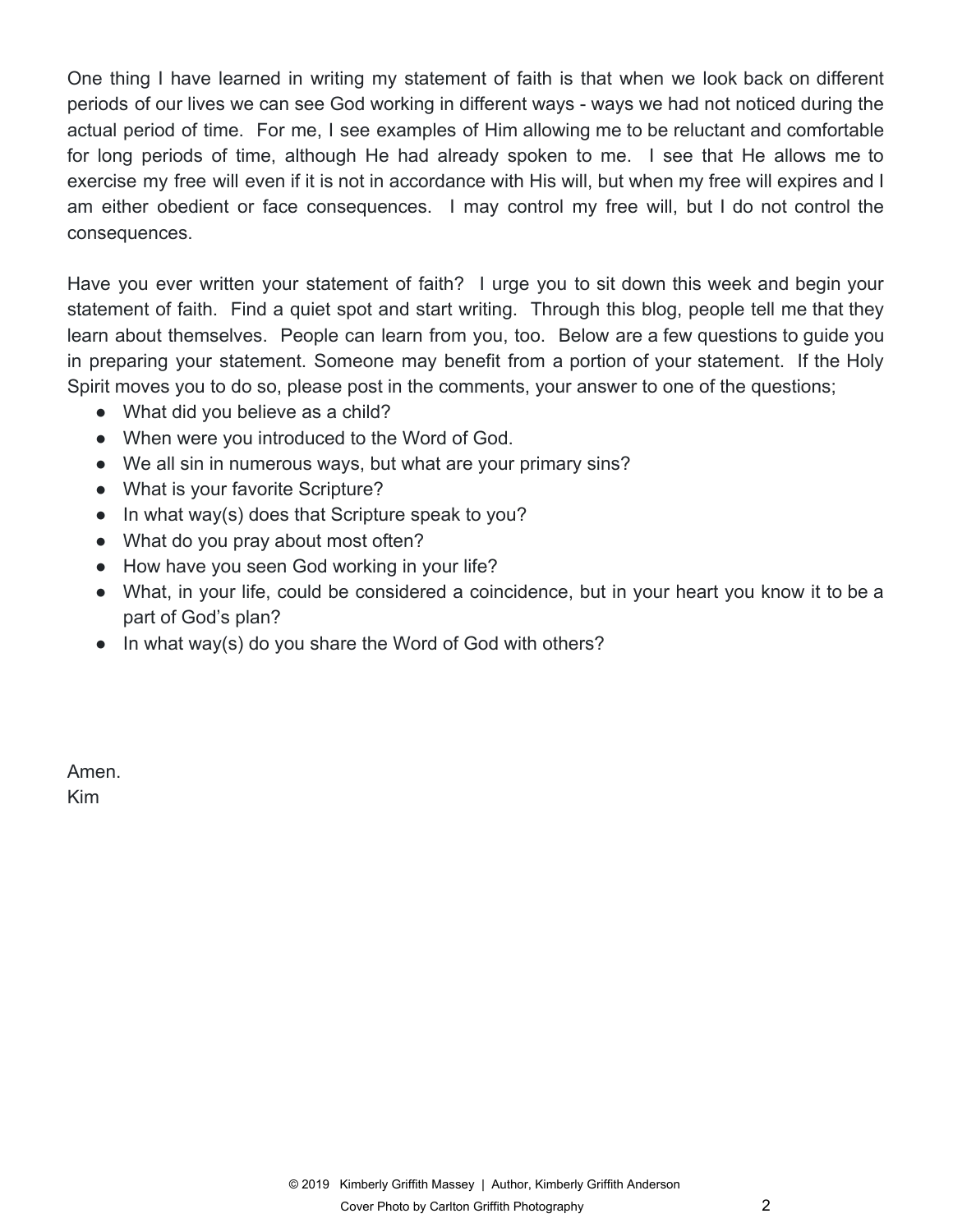One thing I have learned in writing my statement of faith is that when we look back on different periods of our lives we can see God working in different ways - ways we had not noticed during the actual period of time. For me, I see examples of Him allowing me to be reluctant and comfortable for long periods of time, although He had already spoken to me. I see that He allows me to exercise my free will even if it is not in accordance with His will, but when my free will expires and I am either obedient or face consequences. I may control my free will, but I do not control the consequences.

Have you ever written your statement of faith? I urge you to sit down this week and begin your statement of faith. Find a quiet spot and start writing. Through this blog, people tell me that they learn about themselves. People can learn from you, too. Below are a few questions to guide you in preparing your statement. Someone may benefit from a portion of your statement. If the Holy Spirit moves you to do so, please post in the comments, your answer to one of the questions;

- What did you believe as a child?
- When were you introduced to the Word of God.
- We all sin in numerous ways, but what are your primary sins?
- What is your favorite Scripture?
- In what way(s) does that Scripture speak to you?
- What do you pray about most often?
- How have you seen God working in your life?
- What, in your life, could be considered a coincidence, but in your heart you know it to be a part of God's plan?
- In what way(s) do you share the Word of God with others?

Amen.
Kim

© 2019 Kimberly Griffith Massey | Author, Kimberly Griffith Anderson
Cover Photo by Carlton Griffith Photography